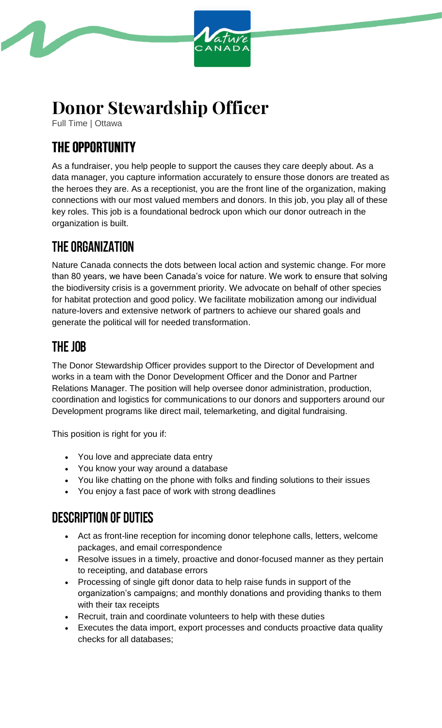# Donor Stewardship Officer

Full Time | Ottawa

## THE OPPORTUNITY

As a fundraiser, you help people to support the causes they care deeply about. As a data manager, you capture information accurately to ensure those donors are treated as the heroes they are. As a receptionist, you are the front line of the organization, making connections with our most valued members and donors. In this job, you play all of these key roles. This job is a foundational bedrock upon which our donor outreach in the organization is built.

## THE ORGANIZATION

Nature Canada connects the dots between local action and systemic change. For more than 80 years, we have been Canada's voice for nature. We work to ensure that solving the biodiversity crisis is a government priority. We advocate on behalf of other species for habitat protection and good policy. We facilitate mobilization among our individual nature-lovers and extensive network of partners to achieve our shared goals and generate the political will for needed transformation.

## THE JOB

The Donor Stewardship Officer provides support to the Director of Development and works in a team with the Donor Development Officer and the Donor and Partner Relations Manager. The position will help oversee donor administration, production, coordination and logistics for communications to our donors and supporters around our Development programs like direct mail, telemarketing, and digital fundraising.

This position is right for you if:

- You love and appreciate data entry
- You know your way around a database
- You like chatting on the phone with folks and finding solutions to their issues
- You enjoy a fast pace of work with strong deadlines

## DESCRIPTION OF DUTIES

- Act as front-line reception for incoming donor telephone calls, letters, welcome packages, and email correspondence
- Resolve issues in a timely, proactive and donor-focused manner as they pertain to receipting, and database errors
- Processing of single gift donor data to help raise funds in support of the organization's campaigns; and monthly donations and providing thanks to them with their tax receipts
- Recruit, train and coordinate volunteers to help with these duties
- Executes the data import, export processes and conducts proactive data quality checks for all databases;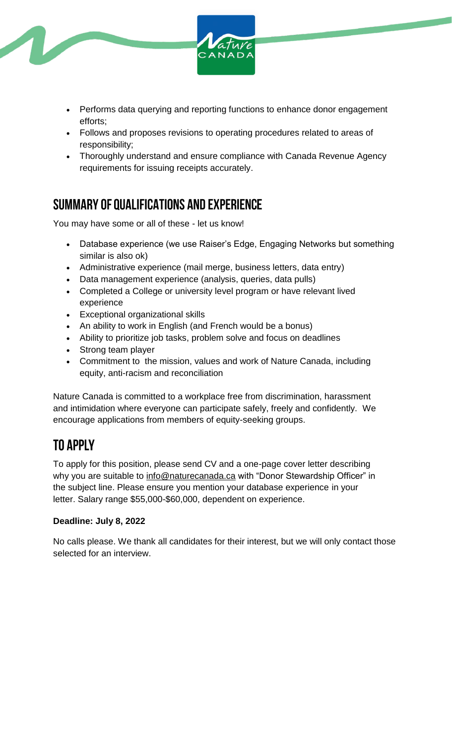- Performs data querying and reporting functions to enhance donor engagement efforts;
- Follows and proposes revisions to operating procedures related to areas of responsibility;
- Thoroughly understand and ensure compliance with Canada Revenue Agency requirements for issuing receipts accurately.

## SUMMARY OF QUALIFICATIONS AND EXPERIENCE

You may have some or all of these - let us know!

- Database experience (we use Raiser's Edge, Engaging Networks but something similar is also ok)
- Administrative experience (mail merge, business letters, data entry)
- Data management experience (analysis, queries, data pulls)
- Completed a College or university level program or have relevant lived experience
- Exceptional organizational skills
- An ability to work in English (and French would be a bonus)
- Ability to prioritize job tasks, problem solve and focus on deadlines
- Strong team player
- Commitment to the mission, values and work of Nature Canada, including equity, anti-racism and reconciliation

Nature Canada is committed to a workplace free from discrimination, harassment and intimidation where everyone can participate safely, freely and confidently. We encourage applications from members of equity-seeking groups.

## TO APPLY

To apply for this position, please send CV and a one-page cover letter describing why you are suitable to info@naturecanada.ca with "Donor Stewardship Officer" in the subject line. Please ensure you mention your database experience in your letter. Salary range $55,000-$60,000, dependent on experience.

**Deadline: July 8, 2022**

No calls please. We thank all candidates for their interest, but we will only contact those selected for an interview.